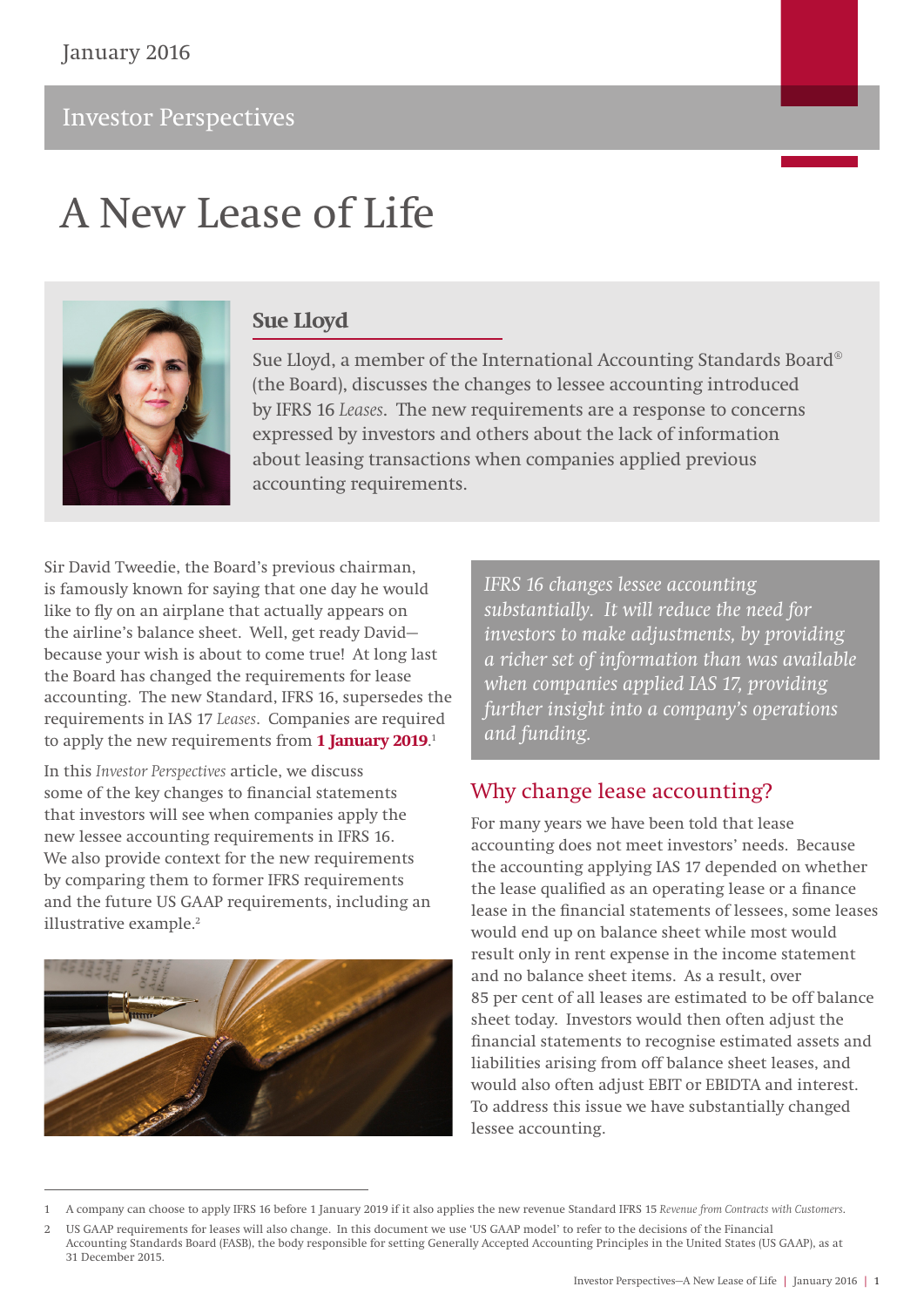January 2016

Investor Perspectives

# A New Lease of Life

## Sue Lloyd

Sue Lloyd, a member of the International Accounting Standards Board® (the Board), discusses the changes to lessee accounting introduced by IFRS 16 *Leases*. The new requirements are a response to concerns expressed by investors and others about the lack of information about leasing transactions when companies applied previous accounting requirements.

Sir David Tweedie, the Board's previous chairman, is famously known for saying that one day he would like to fly on an airplane that actually appears on the airline's balance sheet. Well, get ready David—because your wish is about to come true! At long last the Board has changed the requirements for lease accounting. The new Standard, IFRS 16, supersedes the requirements in IAS 17 *Leases*. Companies are required to apply the new requirements from **1 January 2019**.[1]

In this *Investor Perspectives* article, we discuss some of the key changes to financial statements that investors will see when companies apply the new lessee accounting requirements in IFRS 16. We also provide context for the new requirements by comparing them to former IFRS requirements and the future US GAAP requirements, including an illustrative example.[2]

*IFRS 16 changes lessee accounting substantially. It will reduce the need for investors to make adjustments, by providing a richer set of information than was available when companies applied IAS 17, providing further insight into a company's operations and funding.*

## Why change lease accounting?

For many years we have been told that lease accounting does not meet investors' needs. Because the accounting applying IAS 17 depended on whether the lease qualified as an operating lease or a finance lease in the financial statements of lessees, some leases would end up on balance sheet while most would result only in rent expense in the income statement and no balance sheet items. As a result, over 85 per cent of all leases are estimated to be off balance sheet today. Investors would then often adjust the financial statements to recognise estimated assets and liabilities arising from off balance sheet leases, and would also often adjust EBIT or EBIDTA and interest. To address this issue we have substantially changed lessee accounting.

1 A company can choose to apply IFRS 16 before 1 January 2019 if it also applies the new revenue Standard IFRS 15 *Revenue from Contracts with Customers*.

2 US GAAP requirements for leases will also change. In this document we use 'US GAAP model' to refer to the decisions of the Financial Accounting Standards Board (FASB), the body responsible for setting Generally Accepted Accounting Principles in the United States (US GAAP), as at 31 December 2015.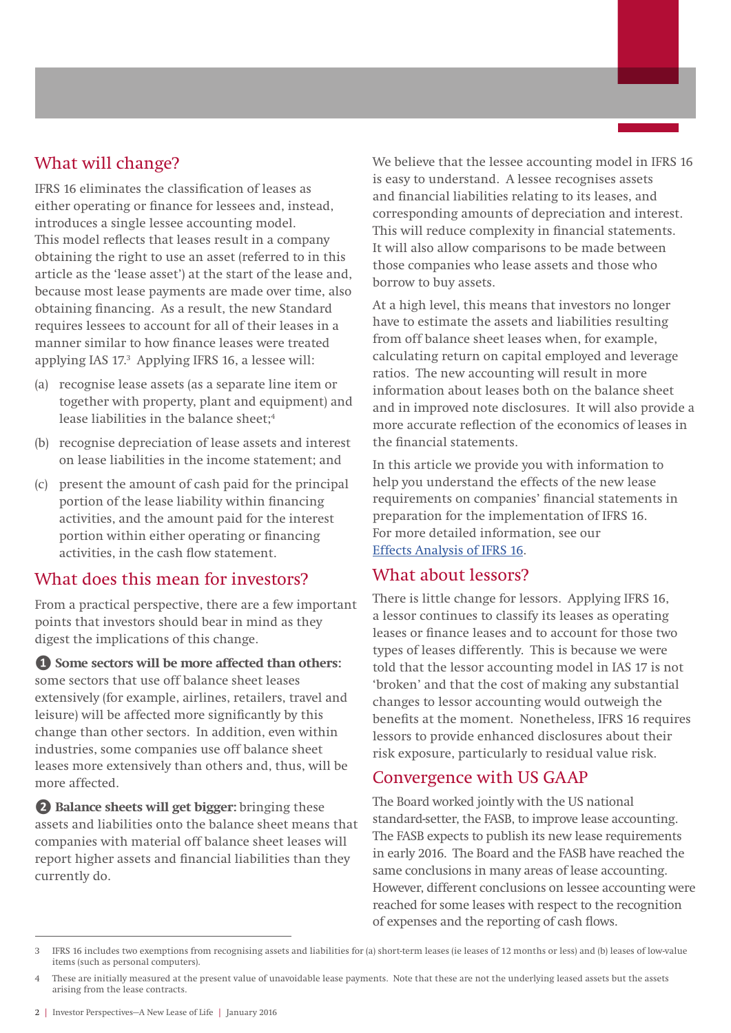## What will change?

IFRS 16 eliminates the classification of leases as either operating or finance for lessees and, instead, introduces a single lessee accounting model. This model reflects that leases result in a company obtaining the right to use an asset (referred to in this article as the 'lease asset') at the start of the lease and, because most lease payments are made over time, also obtaining financing. As a result, the new Standard requires lessees to account for all of their leases in a manner similar to how finance leases were treated applying IAS 17.[3] Applying IFRS 16, a lessee will:

(a) recognise lease assets (as a separate line item or together with property, plant and equipment) and lease liabilities in the balance sheet;[4]

(b) recognise depreciation of lease assets and interest on lease liabilities in the income statement; and

(c) present the amount of cash paid for the principal portion of the lease liability within financing activities, and the amount paid for the interest portion within either operating or financing activities, in the cash flow statement.

## What does this mean for investors?

From a practical perspective, there are a few important points that investors should bear in mind as they digest the implications of this change.

**1 Some sectors will be more affected than others:** some sectors that use off balance sheet leases extensively (for example, airlines, retailers, travel and leisure) will be affected more significantly by this change than other sectors. In addition, even within industries, some companies use off balance sheet leases more extensively than others and, thus, will be more affected.

**2 Balance sheets will get bigger:** bringing these assets and liabilities onto the balance sheet means that companies with material off balance sheet leases will report higher assets and financial liabilities than they currently do.

We believe that the lessee accounting model in IFRS 16 is easy to understand. A lessee recognises assets and financial liabilities relating to its leases, and corresponding amounts of depreciation and interest. This will reduce complexity in financial statements. It will also allow comparisons to be made between those companies who lease assets and those who borrow to buy assets.

At a high level, this means that investors no longer have to estimate the assets and liabilities resulting from off balance sheet leases when, for example, calculating return on capital employed and leverage ratios. The new accounting will result in more information about leases both on the balance sheet and in improved note disclosures. It will also provide a more accurate reflection of the economics of leases in the financial statements.

In this article we provide you with information to help you understand the effects of the new lease requirements on companies' financial statements in preparation for the implementation of IFRS 16. For more detailed information, see our Effects Analysis of IFRS 16.

## What about lessors?

There is little change for lessors. Applying IFRS 16, a lessor continues to classify its leases as operating leases or finance leases and to account for those two types of leases differently. This is because we were told that the lessor accounting model in IAS 17 is not 'broken' and that the cost of making any substantial changes to lessor accounting would outweigh the benefits at the moment. Nonetheless, IFRS 16 requires lessors to provide enhanced disclosures about their risk exposure, particularly to residual value risk.

## Convergence with US GAAP

The Board worked jointly with the US national standard-setter, the FASB, to improve lease accounting. The FASB expects to publish its new lease requirements in early 2016. The Board and the FASB have reached the same conclusions in many areas of lease accounting. However, different conclusions on lessee accounting were reached for some leases with respect to the recognition of expenses and the reporting of cash flows.

---

3 IFRS 16 includes two exemptions from recognising assets and liabilities for (a) short-term leases (ie leases of 12 months or less) and (b) leases of low-value items (such as personal computers).

4 These are initially measured at the present value of unavoidable lease payments. Note that these are not the underlying leased assets but the assets arising from the lease contracts.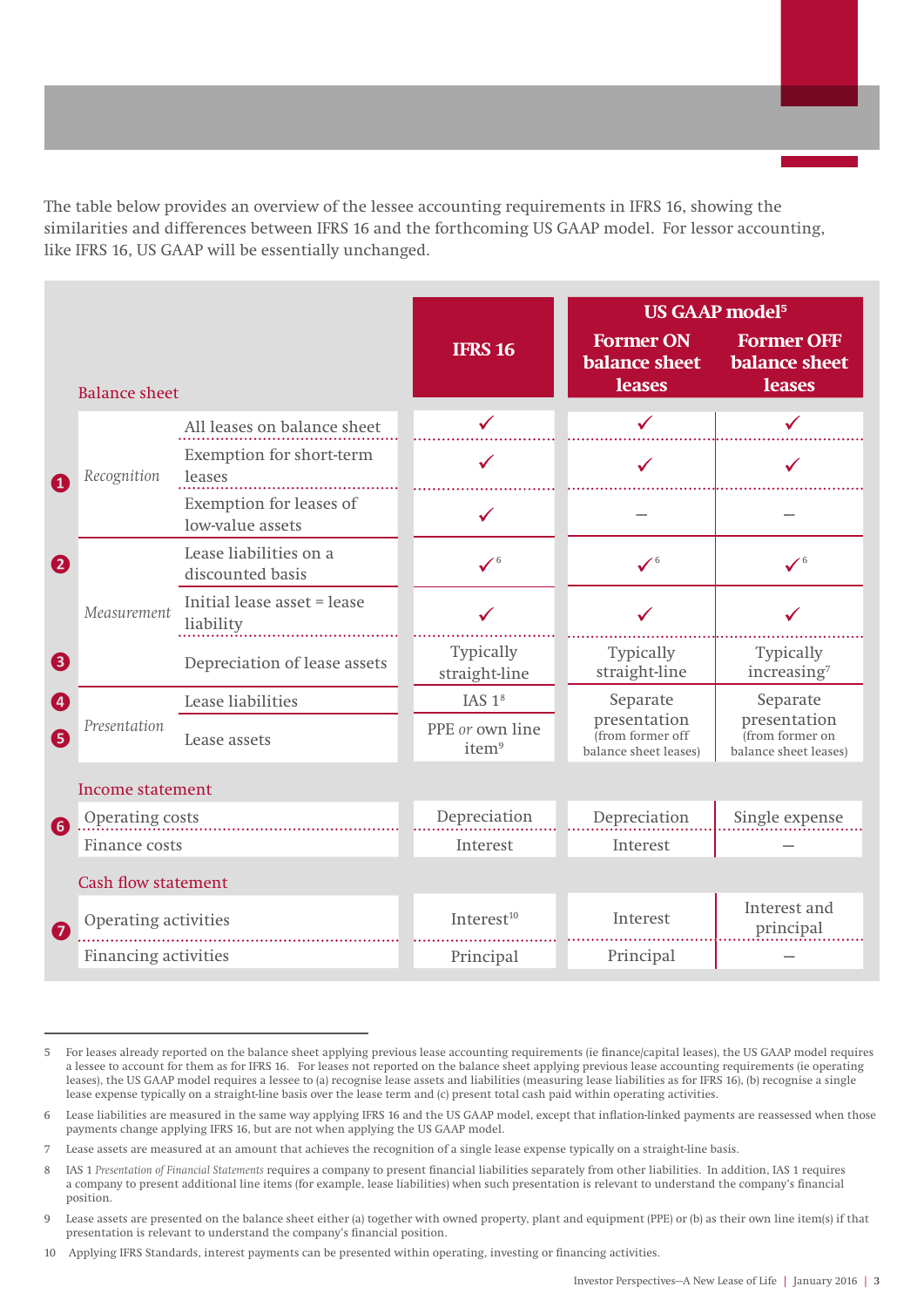The table below provides an overview of the lessee accounting requirements in IFRS 16, showing the similarities and differences between IFRS 16 and the forthcoming US GAAP model. For lessor accounting, like IFRS 16, US GAAP will be essentially unchanged.

| | | | IFRS 16 | US GAAP model[5] | |
|---|---|---|---|---|---|
| | | | | **Former ON balance sheet leases** | **Former OFF balance sheet leases** |
| **Balance sheet** | | | | | |
| 1 | *Recognition* | All leases on balance sheet | ✓ | ✓ | ✓ |
| | | Exemption for short-term leases | ✓ | ✓ | ✓ |
| | | Exemption for leases of low-value assets | ✓ | – | – |
| 2 | *Measurement* | Lease liabilities on a discounted basis | ✓[6] | ✓[6] | ✓[6] |
| | | Initial lease asset = lease liability | ✓ | ✓ | ✓ |
| 3 | | Depreciation of lease assets | Typically straight-line | Typically straight-line | Typically increasing[7] |
| 4 | *Presentation* | Lease liabilities | IAS 1[8] | Separate presentation (from former off balance sheet leases) | Separate presentation (from former on balance sheet leases) |
| 5 | | Lease assets | PPE *or* own line item[9] | | |
| **Income statement** | | | | | |
| 6 | Operating costs | | Depreciation | Depreciation | Single expense |
| | Finance costs | | Interest | Interest | – |
| **Cash flow statement** | | | | | |
| 7 | Operating activities | | Interest[10] | Interest | Interest and principal |
| | Financing activities | | Principal | Principal | – |

5 For leases already reported on the balance sheet applying previous lease accounting requirements (ie finance/capital leases), the US GAAP model requires a lessee to account for them as for IFRS 16. For leases not reported on the balance sheet applying previous lease accounting requirements (ie operating leases), the US GAAP model requires a lessee to (a) recognise lease assets and liabilities (measuring lease liabilities as for IFRS 16), (b) recognise a single lease expense typically on a straight-line basis over the lease term and (c) present total cash paid within operating activities.

6 Lease liabilities are measured in the same way applying IFRS 16 and the US GAAP model, except that inflation-linked payments are reassessed when those payments change applying IFRS 16, but are not when applying the US GAAP model.

7 Lease assets are measured at an amount that achieves the recognition of a single lease expense typically on a straight-line basis.

8 IAS 1 *Presentation of Financial Statements* requires a company to present financial liabilities separately from other liabilities. In addition, IAS 1 requires a company to present additional line items (for example, lease liabilities) when such presentation is relevant to understand the company's financial position.

9 Lease assets are presented on the balance sheet either (a) together with owned property, plant and equipment (PPE) or (b) as their own line item(s) if that presentation is relevant to understand the company's financial position.

10 Applying IFRS Standards, interest payments can be presented within operating, investing or financing activities.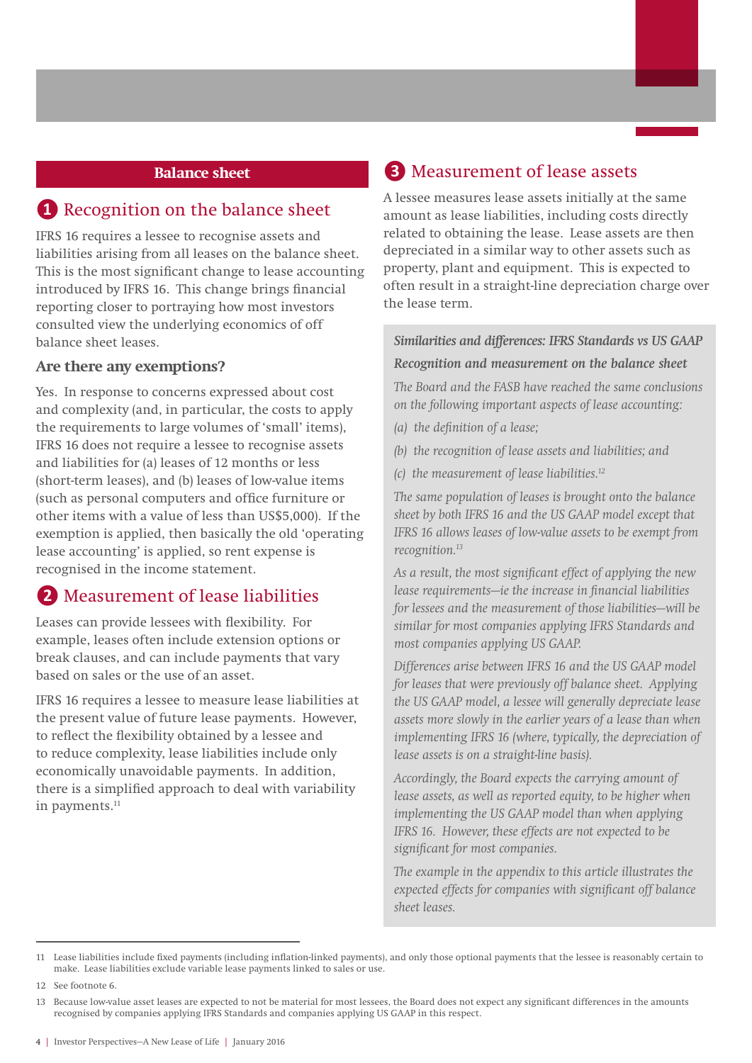## Balance sheet

### 1 Recognition on the balance sheet

IFRS 16 requires a lessee to recognise assets and liabilities arising from all leases on the balance sheet. This is the most significant change to lease accounting introduced by IFRS 16. This change brings financial reporting closer to portraying how most investors consulted view the underlying economics of off balance sheet leases.

#### Are there any exemptions?

Yes. In response to concerns expressed about cost and complexity (and, in particular, the costs to apply the requirements to large volumes of 'small' items), IFRS 16 does not require a lessee to recognise assets and liabilities for (a) leases of 12 months or less (short-term leases), and (b) leases of low-value items (such as personal computers and office furniture or other items with a value of less than US$5,000). If the exemption is applied, then basically the old 'operating lease accounting' is applied, so rent expense is recognised in the income statement.

### 2 Measurement of lease liabilities

Leases can provide lessees with flexibility. For example, leases often include extension options or break clauses, and can include payments that vary based on sales or the use of an asset.

IFRS 16 requires a lessee to measure lease liabilities at the present value of future lease payments. However, to reflect the flexibility obtained by a lessee and to reduce complexity, lease liabilities include only economically unavoidable payments. In addition, there is a simplified approach to deal with variability in payments.[11]

### 3 Measurement of lease assets

A lessee measures lease assets initially at the same amount as lease liabilities, including costs directly related to obtaining the lease. Lease assets are then depreciated in a similar way to other assets such as property, plant and equipment. This is expected to often result in a straight-line depreciation charge over the lease term.

> ***Similarities and differences: IFRS Standards vs US GAAP***
>
> ***Recognition and measurement on the balance sheet***
>
> *The Board and the FASB have reached the same conclusions on the following important aspects of lease accounting:*
>
> *(a) the definition of a lease;*
>
> *(b) the recognition of lease assets and liabilities; and*
>
> *(c) the measurement of lease liabilities.*[12]
>
> *The same population of leases is brought onto the balance sheet by both IFRS 16 and the US GAAP model except that IFRS 16 allows leases of low-value assets to be exempt from recognition.*[13]
>
> *As a result, the most significant effect of applying the new lease requirements—ie the increase in financial liabilities for lessees and the measurement of those liabilities—will be similar for most companies applying IFRS Standards and most companies applying US GAAP.*
>
> *Differences arise between IFRS 16 and the US GAAP model for leases that were previously off balance sheet. Applying the US GAAP model, a lessee will generally depreciate lease assets more slowly in the earlier years of a lease than when implementing IFRS 16 (where, typically, the depreciation of lease assets is on a straight-line basis).*
>
> *Accordingly, the Board expects the carrying amount of lease assets, as well as reported equity, to be higher when implementing the US GAAP model than when applying IFRS 16. However, these effects are not expected to be significant for most companies.*
>
> *The example in the appendix to this article illustrates the expected effects for companies with significant off balance sheet leases.*

---

11 Lease liabilities include fixed payments (including inflation-linked payments), and only those optional payments that the lessee is reasonably certain to make. Lease liabilities exclude variable lease payments linked to sales or use.

12 See footnote 6.

13 Because low-value asset leases are expected to not be material for most lessees, the Board does not expect any significant differences in the amounts recognised by companies applying IFRS Standards and companies applying US GAAP in this respect.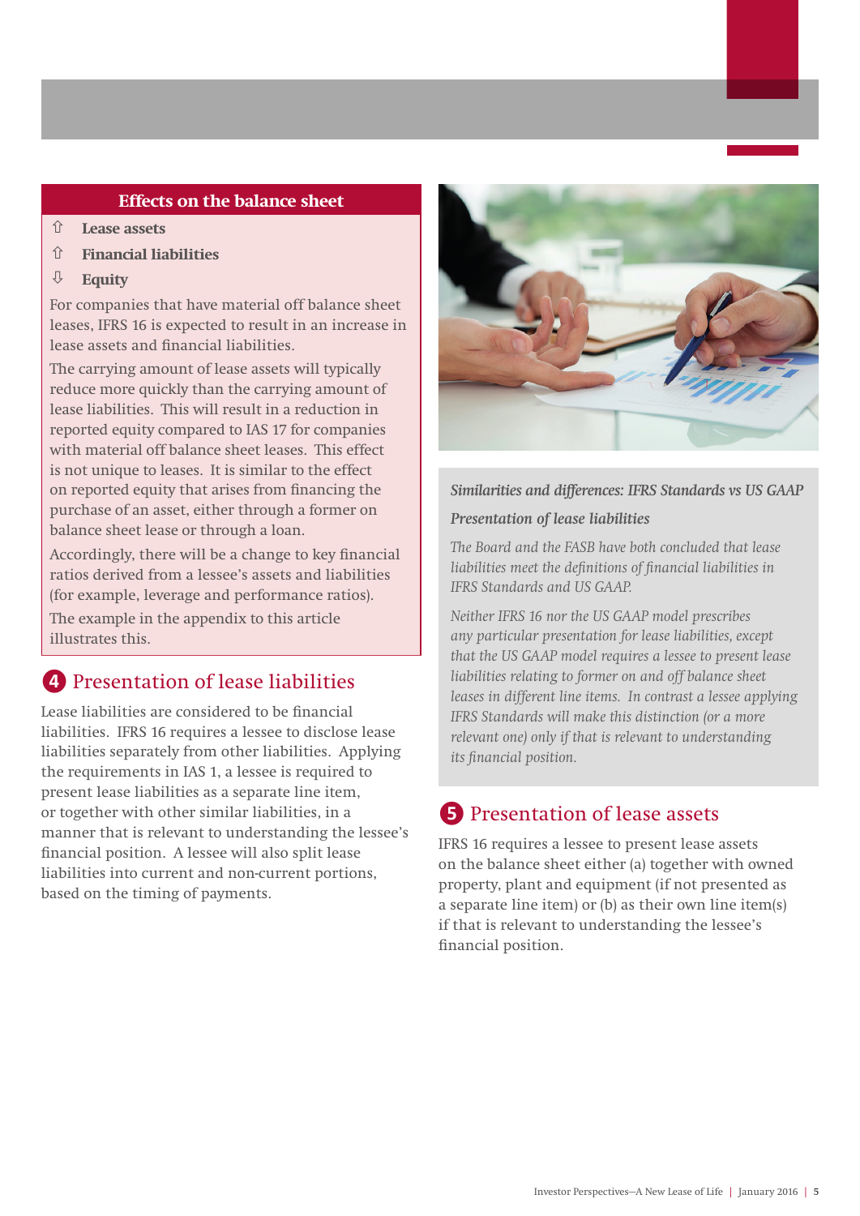### Effects on the balance sheet

⇧ **Lease assets**

⇧ **Financial liabilities**

⇩ **Equity**

For companies that have material off balance sheet leases, IFRS 16 is expected to result in an increase in lease assets and financial liabilities.

The carrying amount of lease assets will typically reduce more quickly than the carrying amount of lease liabilities. This will result in a reduction in reported equity compared to IAS 17 for companies with material off balance sheet leases. This effect is not unique to leases. It is similar to the effect on reported equity that arises from financing the purchase of an asset, either through a former on balance sheet lease or through a loan.

Accordingly, there will be a change to key financial ratios derived from a lessee's assets and liabilities (for example, leverage and performance ratios).

The example in the appendix to this article illustrates this.

## 4 Presentation of lease liabilities

Lease liabilities are considered to be financial liabilities. IFRS 16 requires a lessee to disclose lease liabilities separately from other liabilities. Applying the requirements in IAS 1, a lessee is required to present lease liabilities as a separate line item, or together with other similar liabilities, in a manner that is relevant to understanding the lessee's financial position. A lessee will also split lease liabilities into current and non-current portions, based on the timing of payments.

*Similarities and differences: IFRS Standards vs US GAAP*

*Presentation of lease liabilities*

*The Board and the FASB have both concluded that lease liabilities meet the definitions of financial liabilities in IFRS Standards and US GAAP.*

*Neither IFRS 16 nor the US GAAP model prescribes any particular presentation for lease liabilities, except that the US GAAP model requires a lessee to present lease liabilities relating to former on and off balance sheet leases in different line items. In contrast a lessee applying IFRS Standards will make this distinction (or a more relevant one) only if that is relevant to understanding its financial position.*

## 5 Presentation of lease assets

IFRS 16 requires a lessee to present lease assets on the balance sheet either (a) together with owned property, plant and equipment (if not presented as a separate line item) or (b) as their own line item(s) if that is relevant to understanding the lessee's financial position.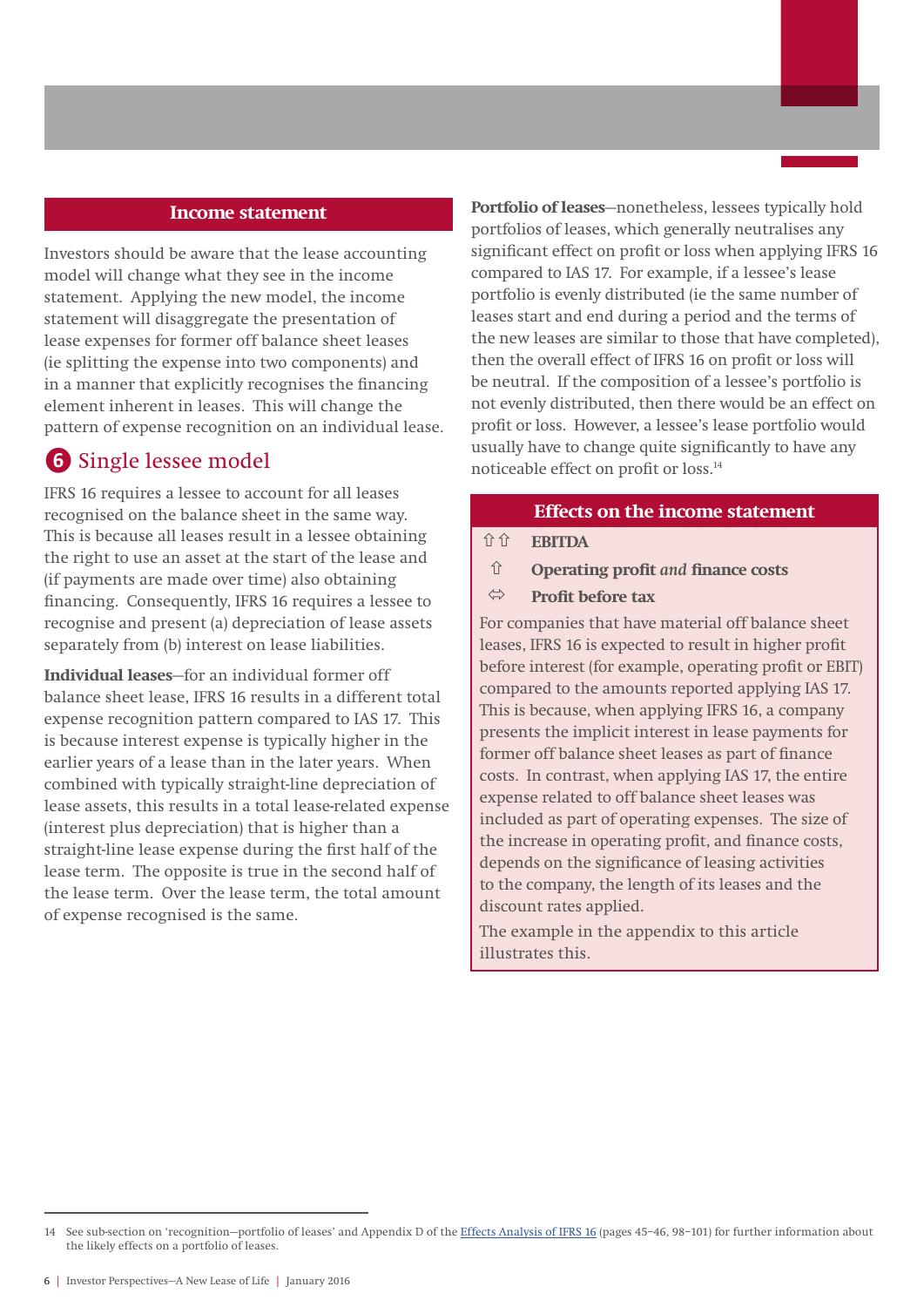## Income statement

Investors should be aware that the lease accounting model will change what they see in the income statement. Applying the new model, the income statement will disaggregate the presentation of lease expenses for former off balance sheet leases (ie splitting the expense into two components) and in a manner that explicitly recognises the financing element inherent in leases. This will change the pattern of expense recognition on an individual lease.

## 6 Single lessee model

IFRS 16 requires a lessee to account for all leases recognised on the balance sheet in the same way. This is because all leases result in a lessee obtaining the right to use an asset at the start of the lease and (if payments are made over time) also obtaining financing. Consequently, IFRS 16 requires a lessee to recognise and present (a) depreciation of lease assets separately from (b) interest on lease liabilities.

**Individual leases**—for an individual former off balance sheet lease, IFRS 16 results in a different total expense recognition pattern compared to IAS 17. This is because interest expense is typically higher in the earlier years of a lease than in the later years. When combined with typically straight-line depreciation of lease assets, this results in a total lease-related expense (interest plus depreciation) that is higher than a straight-line lease expense during the first half of the lease term. The opposite is true in the second half of the lease term. Over the lease term, the total amount of expense recognised is the same.

**Portfolio of leases**—nonetheless, lessees typically hold portfolios of leases, which generally neutralises any significant effect on profit or loss when applying IFRS 16 compared to IAS 17. For example, if a lessee's lease portfolio is evenly distributed (ie the same number of leases start and end during a period and the terms of the new leases are similar to those that have completed), then the overall effect of IFRS 16 on profit or loss will be neutral. If the composition of a lessee's portfolio is not evenly distributed, then there would be an effect on profit or loss. However, a lessee's lease portfolio would usually have to change quite significantly to have any noticeable effect on profit or loss.[14]

### Effects on the income statement

⇧⇧ **EBITDA**

⇧ **Operating profit *and* finance costs**

⇔ **Profit before tax**

For companies that have material off balance sheet leases, IFRS 16 is expected to result in higher profit before interest (for example, operating profit or EBIT) compared to the amounts reported applying IAS 17. This is because, when applying IFRS 16, a company presents the implicit interest in lease payments for former off balance sheet leases as part of finance costs. In contrast, when applying IAS 17, the entire expense related to off balance sheet leases was included as part of operating expenses. The size of the increase in operating profit, and finance costs, depends on the significance of leasing activities to the company, the length of its leases and the discount rates applied.

The example in the appendix to this article illustrates this.

---

14 See sub-section on 'recognition—portfolio of leases' and Appendix D of the Effects Analysis of IFRS 16 (pages 45–46, 98–101) for further information about the likely effects on a portfolio of leases.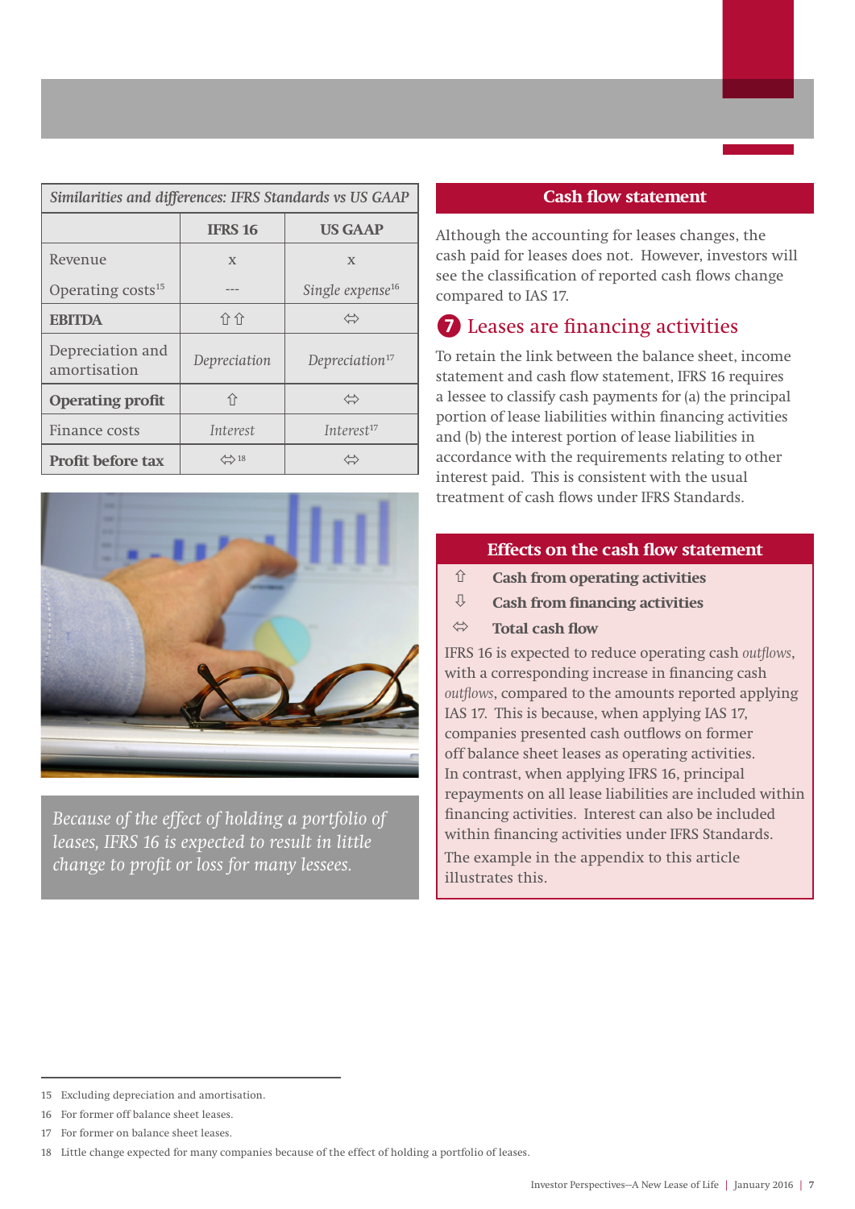| *Similarities and differences: IFRS Standards vs US GAAP* | | |
|---|---|---|
| | **IFRS 16** | **US GAAP** |
| Revenue | x | x |
| Operating costs[15] | --- | *Single expense*[16] |
| **EBITDA** | ⇧⇧ | ⇔ |
| Depreciation and amortisation | *Depreciation* | *Depreciation*[17] |
| **Operating profit** | ⇧ | ⇔ |
| Finance costs | *Interest* | *Interest*[17] |
| **Profit before tax** | ⇔[18] | ⇔ |

*Because of the effect of holding a portfolio of leases, IFRS 16 is expected to result in little change to profit or loss for many lessees.*

## Cash flow statement

Although the accounting for leases changes, the cash paid for leases does not. However, investors will see the classification of reported cash flows change compared to IAS 17.

### 7 Leases are financing activities

To retain the link between the balance sheet, income statement and cash flow statement, IFRS 16 requires a lessee to classify cash payments for (a) the principal portion of lease liabilities within financing activities and (b) the interest portion of lease liabilities in accordance with the requirements relating to other interest paid. This is consistent with the usual treatment of cash flows under IFRS Standards.

#### Effects on the cash flow statement

- ⇧ **Cash from operating activities**
- ⇩ **Cash from financing activities**
- ⇔ **Total cash flow**

IFRS 16 is expected to reduce operating cash *outflows*, with a corresponding increase in financing cash *outflows*, compared to the amounts reported applying IAS 17. This is because, when applying IAS 17, companies presented cash outflows on former off balance sheet leases as operating activities. In contrast, when applying IFRS 16, principal repayments on all lease liabilities are included within financing activities. Interest can also be included within financing activities under IFRS Standards.

The example in the appendix to this article illustrates this.

---

15 Excluding depreciation and amortisation.

16 For former off balance sheet leases.

17 For former on balance sheet leases.

18 Little change expected for many companies because of the effect of holding a portfolio of leases.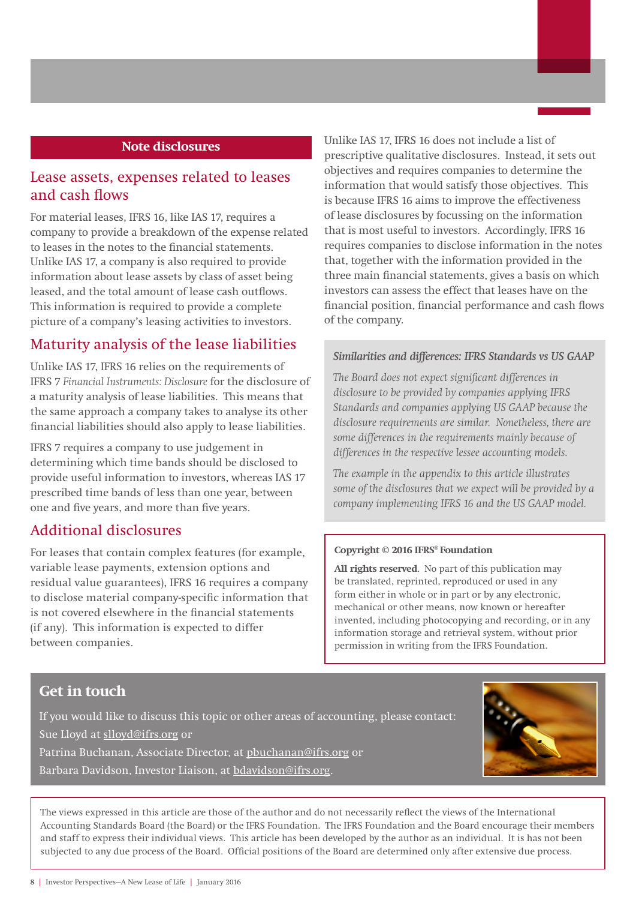## Note disclosures

### Lease assets, expenses related to leases and cash flows

For material leases, IFRS 16, like IAS 17, requires a company to provide a breakdown of the expense related to leases in the notes to the financial statements. Unlike IAS 17, a company is also required to provide information about lease assets by class of asset being leased, and the total amount of lease cash outflows. This information is required to provide a complete picture of a company's leasing activities to investors.

### Maturity analysis of the lease liabilities

Unlike IAS 17, IFRS 16 relies on the requirements of IFRS 7 *Financial Instruments: Disclosure* for the disclosure of a maturity analysis of lease liabilities. This means that the same approach a company takes to analyse its other financial liabilities should also apply to lease liabilities.

IFRS 7 requires a company to use judgement in determining which time bands should be disclosed to provide useful information to investors, whereas IAS 17 prescribed time bands of less than one year, between one and five years, and more than five years.

### Additional disclosures

For leases that contain complex features (for example, variable lease payments, extension options and residual value guarantees), IFRS 16 requires a company to disclose material company-specific information that is not covered elsewhere in the financial statements (if any). This information is expected to differ between companies.

Unlike IAS 17, IFRS 16 does not include a list of prescriptive qualitative disclosures. Instead, it sets out objectives and requires companies to determine the information that would satisfy those objectives. This is because IFRS 16 aims to improve the effectiveness of lease disclosures by focussing on the information that is most useful to investors. Accordingly, IFRS 16 requires companies to disclose information in the notes that, together with the information provided in the three main financial statements, gives a basis on which investors can assess the effect that leases have on the financial position, financial performance and cash flows of the company.

***Similarities and differences: IFRS Standards vs US GAAP***

*The Board does not expect significant differences in disclosure to be provided by companies applying IFRS Standards and companies applying US GAAP because the disclosure requirements are similar. Nonetheless, there are some differences in the requirements mainly because of differences in the respective lessee accounting models.*

*The example in the appendix to this article illustrates some of the disclosures that we expect will be provided by a company implementing IFRS 16 and the US GAAP model.*

**Copyright © 2016 IFRS® Foundation**

**All rights reserved**. No part of this publication may be translated, reprinted, reproduced or used in any form either in whole or in part or by any electronic, mechanical or other means, now known or hereafter invented, including photocopying and recording, or in any information storage and retrieval system, without prior permission in writing from the IFRS Foundation.

## Get in touch

If you would like to discuss this topic or other areas of accounting, please contact:
Sue Lloyd at slloyd@ifrs.org or
Patrina Buchanan, Associate Director, at pbuchanan@ifrs.org or
Barbara Davidson, Investor Liaison, at bdavidson@ifrs.org.

The views expressed in this article are those of the author and do not necessarily reflect the views of the International Accounting Standards Board (the Board) or the IFRS Foundation. The IFRS Foundation and the Board encourage their members and staff to express their individual views. This article has been developed by the author as an individual. It is has not been subjected to any due process of the Board. Official positions of the Board are determined only after extensive due process.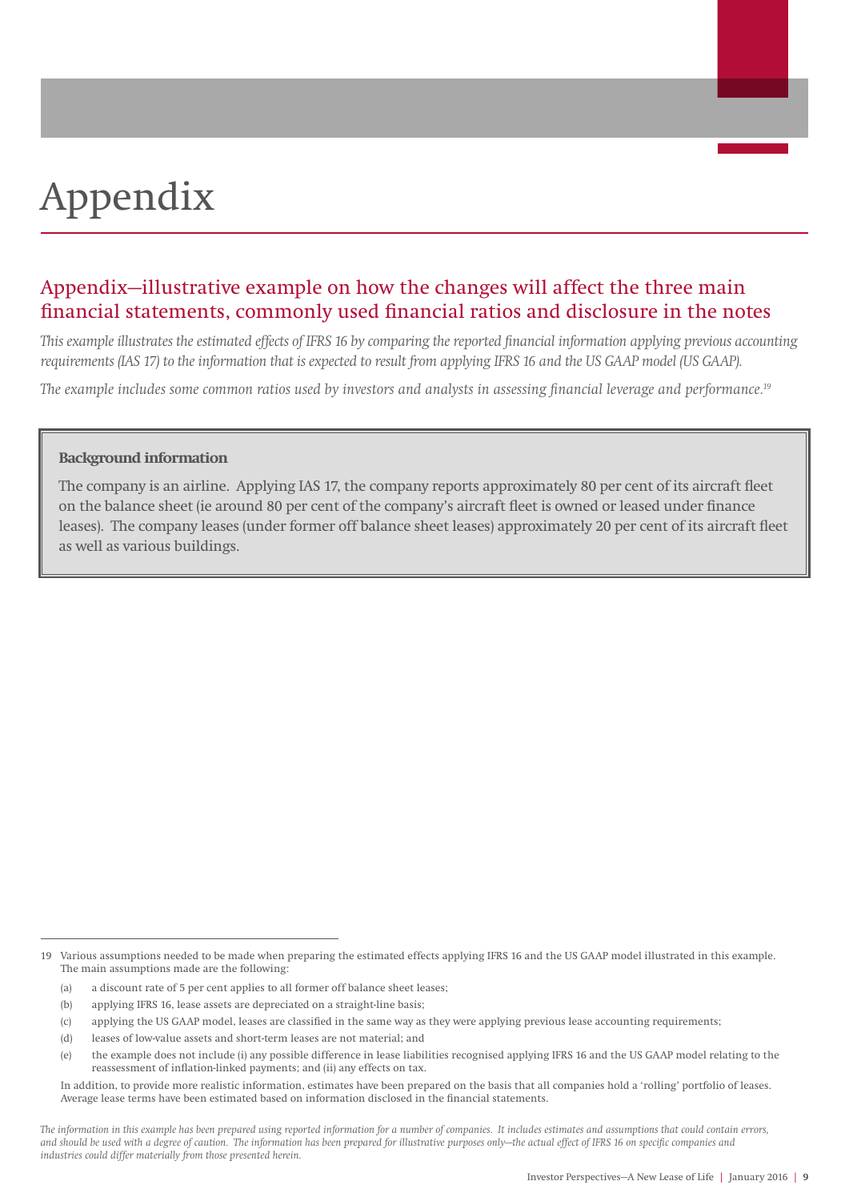# Appendix

## Appendix—illustrative example on how the changes will affect the three main financial statements, commonly used financial ratios and disclosure in the notes

*This example illustrates the estimated effects of IFRS 16 by comparing the reported financial information applying previous accounting requirements (IAS 17) to the information that is expected to result from applying IFRS 16 and the US GAAP model (US GAAP).*

*The example includes some common ratios used by investors and analysts in assessing financial leverage and performance.*[19]

> **Background information**
>
> The company is an airline. Applying IAS 17, the company reports approximately 80 per cent of its aircraft fleet on the balance sheet (ie around 80 per cent of the company's aircraft fleet is owned or leased under finance leases). The company leases (under former off balance sheet leases) approximately 20 per cent of its aircraft fleet as well as various buildings.

---

19 Various assumptions needed to be made when preparing the estimated effects applying IFRS 16 and the US GAAP model illustrated in this example. The main assumptions made are the following:

(a) a discount rate of 5 per cent applies to all former off balance sheet leases;

(b) applying IFRS 16, lease assets are depreciated on a straight-line basis;

(c) applying the US GAAP model, leases are classified in the same way as they were applying previous lease accounting requirements;

(d) leases of low-value assets and short-term leases are not material; and

(e) the example does not include (i) any possible difference in lease liabilities recognised applying IFRS 16 and the US GAAP model relating to the reassessment of inflation-linked payments; and (ii) any effects on tax.

In addition, to provide more realistic information, estimates have been prepared on the basis that all companies hold a 'rolling' portfolio of leases. Average lease terms have been estimated based on information disclosed in the financial statements.

*The information in this example has been prepared using reported information for a number of companies. It includes estimates and assumptions that could contain errors, and should be used with a degree of caution. The information has been prepared for illustrative purposes only—the actual effect of IFRS 16 on specific companies and industries could differ materially from those presented herein.*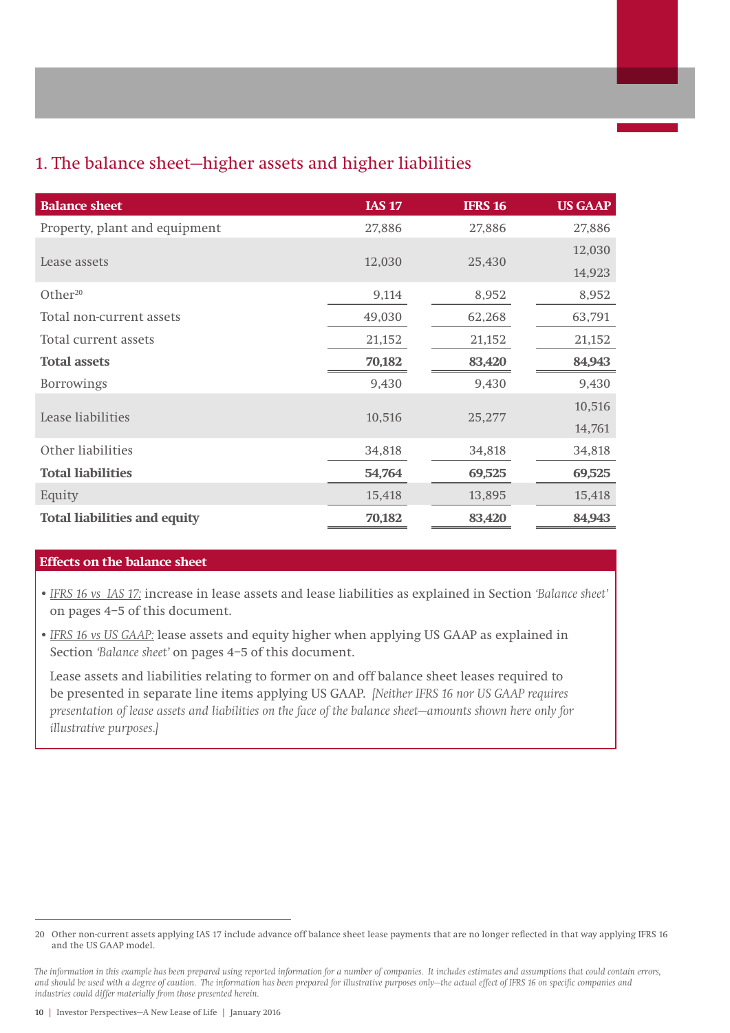## 1. The balance sheet—higher assets and higher liabilities

| Balance sheet | IAS 17 | IFRS 16 | US GAAP |
|---|---|---|---|
| Property, plant and equipment | 27,886 | 27,886 | 27,886 |
| Lease assets | 12,030 | 25,430 | 12,030 |
| | | | 14,923 |
| Other[20] | 9,114 | 8,952 | 8,952 |
| Total non-current assets | 49,030 | 62,268 | 63,791 |
| Total current assets | 21,152 | 21,152 | 21,152 |
| **Total assets** | **70,182** | **83,420** | **84,943** |
| Borrowings | 9,430 | 9,430 | 9,430 |
| Lease liabilities | 10,516 | 25,277 | 10,516 |
| | | | 14,761 |
| Other liabilities | 34,818 | 34,818 | 34,818 |
| **Total liabilities** | **54,764** | **69,525** | **69,525** |
| Equity | 15,418 | 13,895 | 15,418 |
| **Total liabilities and equity** | **70,182** | **83,420** | **84,943** |

### Effects on the balance sheet

- *IFRS 16 vs IAS 17:* increase in lease assets and lease liabilities as explained in Section *'Balance sheet'* on pages 4–5 of this document.
- *IFRS 16 vs US GAAP:* lease assets and equity higher when applying US GAAP as explained in Section *'Balance sheet'* on pages 4–5 of this document.

  Lease assets and liabilities relating to former on and off balance sheet leases required to be presented in separate line items applying US GAAP. *[Neither IFRS 16 nor US GAAP requires presentation of lease assets and liabilities on the face of the balance sheet—amounts shown here only for illustrative purposes.]*

---

20 Other non-current assets applying IAS 17 include advance off balance sheet lease payments that are no longer reflected in that way applying IFRS 16 and the US GAAP model.

*The information in this example has been prepared using reported information for a number of companies. It includes estimates and assumptions that could contain errors, and should be used with a degree of caution. The information has been prepared for illustrative purposes only—the actual effect of IFRS 16 on specific companies and industries could differ materially from those presented herein.*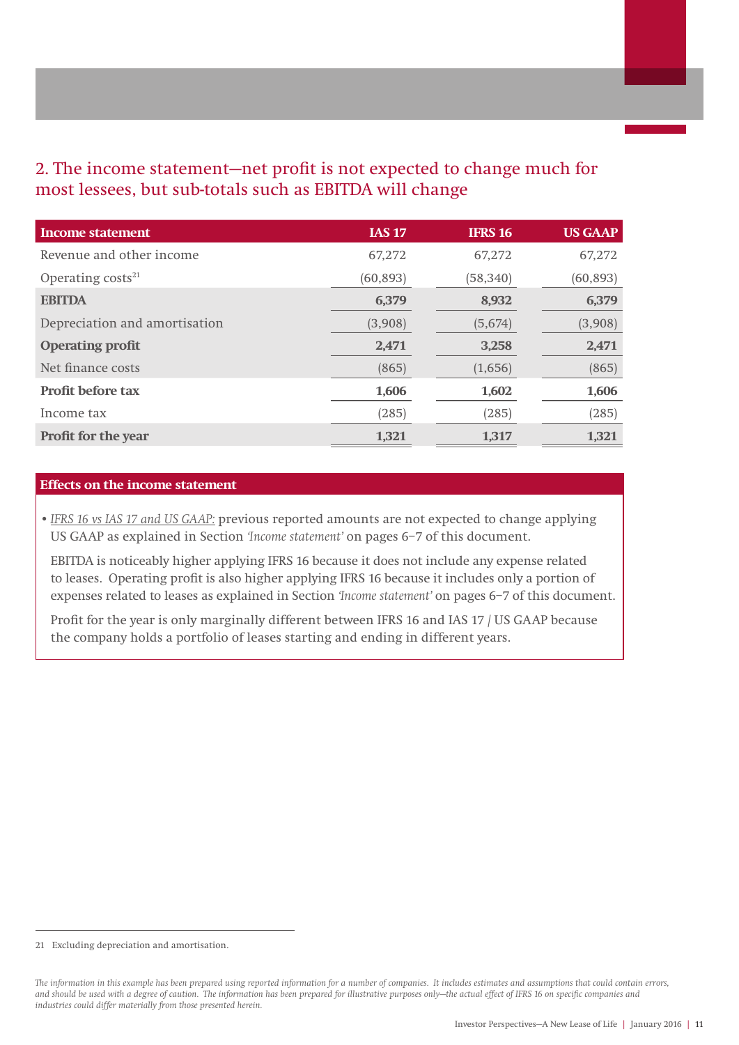## 2. The income statement—net profit is not expected to change much for most lessees, but sub-totals such as EBITDA will change

| Income statement | IAS 17 | IFRS 16 | US GAAP |
|---|---|---|---|
| Revenue and other income | 67,272 | 67,272 | 67,272 |
| Operating costs[21] | (60,893) | (58,340) | (60,893) |
| **EBITDA** | **6,379** | **8,932** | **6,379** |
| Depreciation and amortisation | (3,908) | (5,674) | (3,908) |
| **Operating profit** | **2,471** | **3,258** | **2,471** |
| Net finance costs | (865) | (1,656) | (865) |
| **Profit before tax** | **1,606** | **1,602** | **1,606** |
| Income tax | (285) | (285) | (285) |
| **Profit for the year** | **1,321** | **1,317** | **1,321** |

**Effects on the income statement**

- *IFRS 16 vs IAS 17 and US GAAP:* previous reported amounts are not expected to change applying US GAAP as explained in Section *'Income statement'* on pages 6–7 of this document.

  EBITDA is noticeably higher applying IFRS 16 because it does not include any expense related to leases. Operating profit is also higher applying IFRS 16 because it includes only a portion of expenses related to leases as explained in Section *'Income statement'* on pages 6–7 of this document.

  Profit for the year is only marginally different between IFRS 16 and IAS 17 / US GAAP because the company holds a portfolio of leases starting and ending in different years.

21 Excluding depreciation and amortisation.

*The information in this example has been prepared using reported information for a number of companies. It includes estimates and assumptions that could contain errors, and should be used with a degree of caution. The information has been prepared for illustrative purposes only—the actual effect of IFRS 16 on specific companies and industries could differ materially from those presented herein.*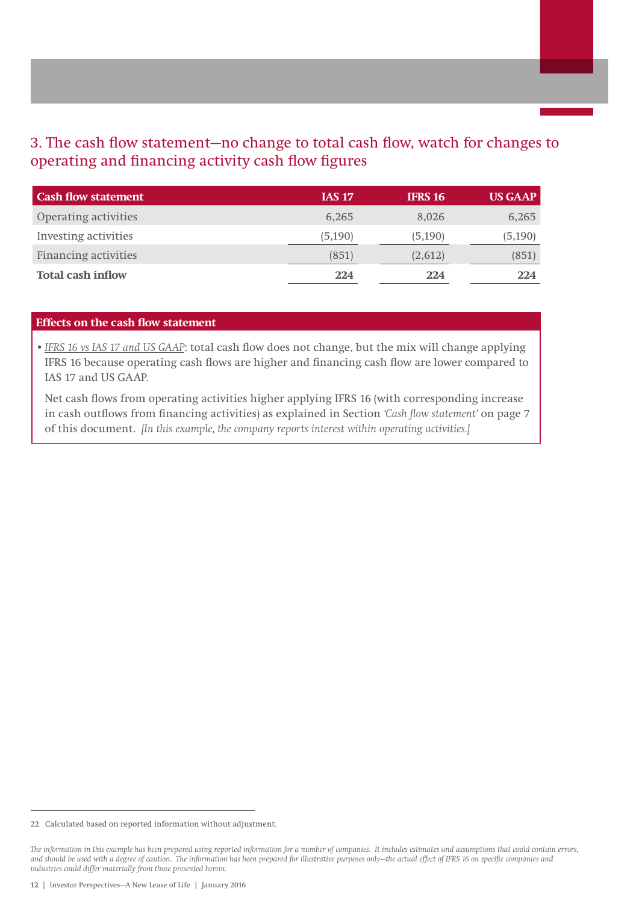## 3. The cash flow statement—no change to total cash flow, watch for changes to operating and financing activity cash flow figures

| Cash flow statement | IAS 17 | IFRS 16 | US GAAP |
|---|---|---|---|
| Operating activities | 6,265 | 8,026 | 6,265 |
| Investing activities | (5,190) | (5,190) | (5,190) |
| Financing activities | (851) | (2,612) | (851) |
| **Total cash inflow** | **224** | **224** | **224** |

**Effects on the cash flow statement**

- *IFRS 16 vs IAS 17 and US GAAP*: total cash flow does not change, but the mix will change applying IFRS 16 because operating cash flows are higher and financing cash flow are lower compared to IAS 17 and US GAAP.

  Net cash flows from operating activities higher applying IFRS 16 (with corresponding increase in cash outflows from financing activities) as explained in Section *'Cash flow statement'* on page 7 of this document. *[In this example, the company reports interest within operating activities.]*

---

22 Calculated based on reported information without adjustment.

*The information in this example has been prepared using reported information for a number of companies. It includes estimates and assumptions that could contain errors, and should be used with a degree of caution. The information has been prepared for illustrative purposes only—the actual effect of IFRS 16 on specific companies and industries could differ materially from those presented herein.*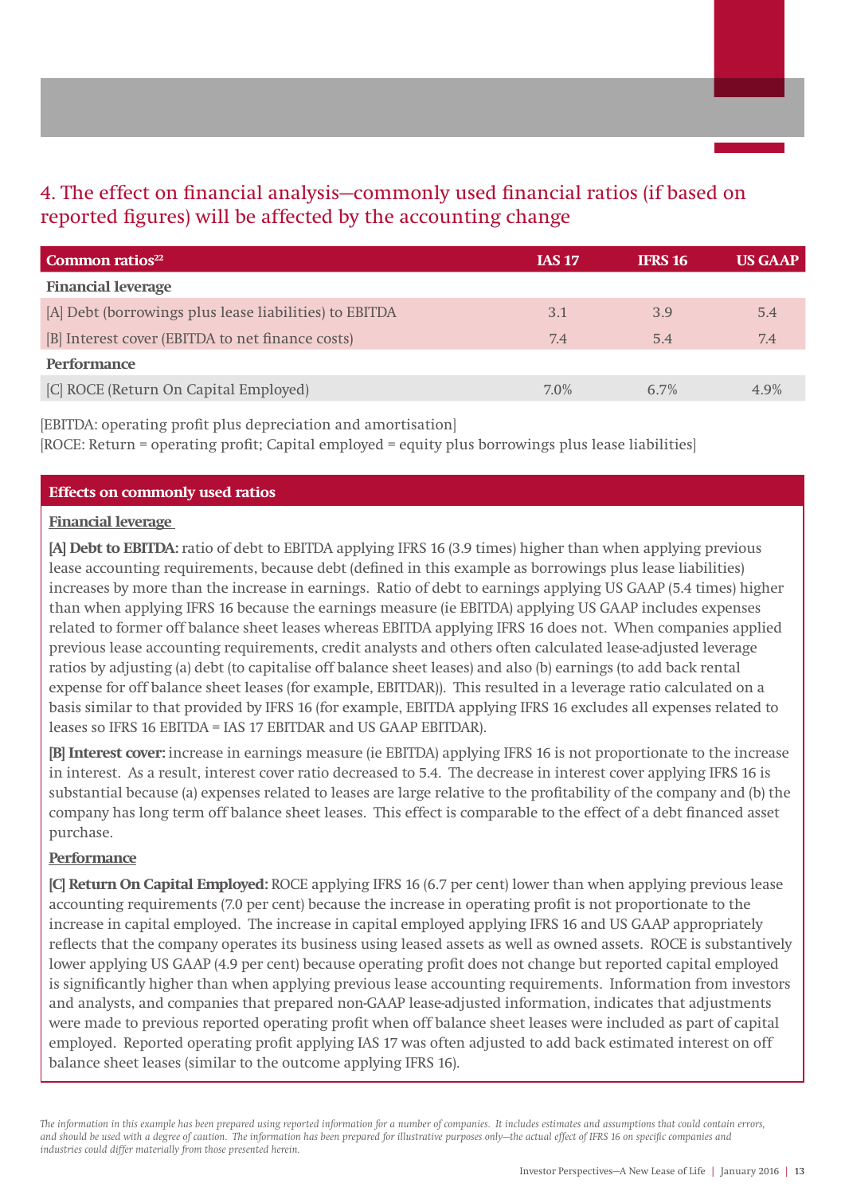## 4. The effect on financial analysis—commonly used financial ratios (if based on reported figures) will be affected by the accounting change

| Common ratios[22] | IAS 17 | IFRS 16 | US GAAP |
|---|---|---|---|
| **Financial leverage** | | | |
| [A] Debt (borrowings plus lease liabilities) to EBITDA | 3.1 | 3.9 | 5.4 |
| [B] Interest cover (EBITDA to net finance costs) | 7.4 | 5.4 | 7.4 |
| **Performance** | | | |
| [C] ROCE (Return On Capital Employed) | 7.0% | 6.7% | 4.9% |

[EBITDA: operating profit plus depreciation and amortisation]
[ROCE: Return = operating profit; Capital employed = equity plus borrowings plus lease liabilities]

**Effects on commonly used ratios**

**Financial leverage**

**[A] Debt to EBITDA:** ratio of debt to EBITDA applying IFRS 16 (3.9 times) higher than when applying previous lease accounting requirements, because debt (defined in this example as borrowings plus lease liabilities) increases by more than the increase in earnings. Ratio of debt to earnings applying US GAAP (5.4 times) higher than when applying IFRS 16 because the earnings measure (ie EBITDA) applying US GAAP includes expenses related to former off balance sheet leases whereas EBITDA applying IFRS 16 does not. When companies applied previous lease accounting requirements, credit analysts and others often calculated lease-adjusted leverage ratios by adjusting (a) debt (to capitalise off balance sheet leases) and also (b) earnings (to add back rental expense for off balance sheet leases (for example, EBITDAR)). This resulted in a leverage ratio calculated on a basis similar to that provided by IFRS 16 (for example, EBITDA applying IFRS 16 excludes all expenses related to leases so IFRS 16 EBITDA = IAS 17 EBITDAR and US GAAP EBITDAR).

**[B] Interest cover:** increase in earnings measure (ie EBITDA) applying IFRS 16 is not proportionate to the increase in interest. As a result, interest cover ratio decreased to 5.4. The decrease in interest cover applying IFRS 16 is substantial because (a) expenses related to leases are large relative to the profitability of the company and (b) the company has long term off balance sheet leases. This effect is comparable to the effect of a debt financed asset purchase.

**Performance**

**[C] Return On Capital Employed:** ROCE applying IFRS 16 (6.7 per cent) lower than when applying previous lease accounting requirements (7.0 per cent) because the increase in operating profit is not proportionate to the increase in capital employed. The increase in capital employed applying IFRS 16 and US GAAP appropriately reflects that the company operates its business using leased assets as well as owned assets. ROCE is substantively lower applying US GAAP (4.9 per cent) because operating profit does not change but reported capital employed is significantly higher than when applying previous lease accounting requirements. Information from investors and analysts, and companies that prepared non-GAAP lease-adjusted information, indicates that adjustments were made to previous reported operating profit when off balance sheet leases were included as part of capital employed. Reported operating profit applying IAS 17 was often adjusted to add back estimated interest on off balance sheet leases (similar to the outcome applying IFRS 16).

*The information in this example has been prepared using reported information for a number of companies. It includes estimates and assumptions that could contain errors, and should be used with a degree of caution. The information has been prepared for illustrative purposes only—the actual effect of IFRS 16 on specific companies and industries could differ materially from those presented herein.*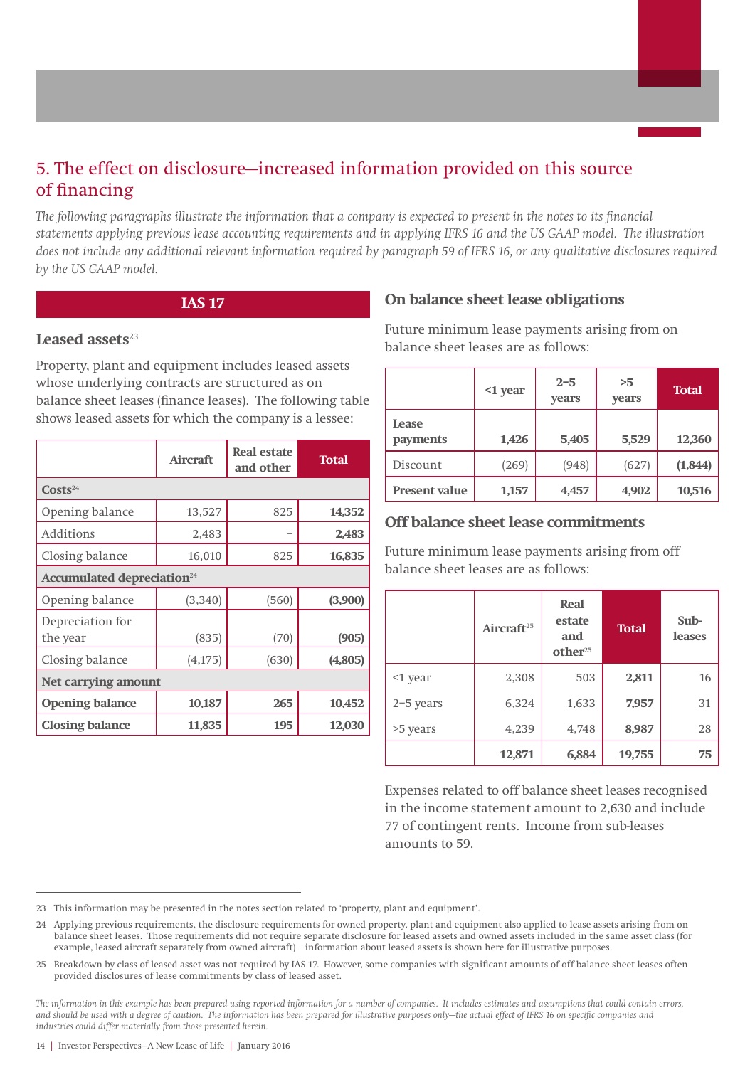## 5. The effect on disclosure—increased information provided on this source of financing

*The following paragraphs illustrate the information that a company is expected to present in the notes to its financial statements applying previous lease accounting requirements and in applying IFRS 16 and the US GAAP model. The illustration does not include any additional relevant information required by paragraph 59 of IFRS 16, or any qualitative disclosures required by the US GAAP model.*

### IAS 17

### Leased assets[23]

Property, plant and equipment includes leased assets whose underlying contracts are structured as on balance sheet leases (finance leases). The following table shows leased assets for which the company is a lessee:

| | Aircraft | Real estate and other | Total |
|---|---|---|---|
| **Costs[24]** | | | |
| Opening balance | 13,527 | 825 | **14,352** |
| Additions | 2,483 | – | **2,483** |
| Closing balance | 16,010 | 825 | **16,835** |
| **Accumulated depreciation[24]** | | | |
| Opening balance | (3,340) | (560) | **(3,900)** |
| Depreciation for the year | (835) | (70) | **(905)** |
| Closing balance | (4,175) | (630) | **(4,805)** |
| **Net carrying amount** | | | |
| **Opening balance** | **10,187** | **265** | **10,452** |
| **Closing balance** | **11,835** | **195** | **12,030** |

### On balance sheet lease obligations

Future minimum lease payments arising from on balance sheet leases are as follows:

| | <1 year | 2–5 years | >5 years | Total |
|---|---|---|---|---|
| **Lease payments** | **1,426** | **5,405** | **5,529** | **12,360** |
| Discount | (269) | (948) | (627) | **(1,844)** |
| **Present value** | **1,157** | **4,457** | **4,902** | **10,516** |

### Off balance sheet lease commitments

Future minimum lease payments arising from off balance sheet leases are as follows:

| | Aircraft[25] | Real estate and other[25] | Total | Sub-leases |
|---|---|---|---|---|
| <1 year | 2,308 | 503 | **2,811** | 16 |
| 2–5 years | 6,324 | 1,633 | **7,957** | 31 |
| >5 years | 4,239 | 4,748 | **8,987** | 28 |
| | **12,871** | **6,884** | **19,755** | **75** |

Expenses related to off balance sheet leases recognised in the income statement amount to 2,630 and include 77 of contingent rents. Income from sub-leases amounts to 59.

---

23 This information may be presented in the notes section related to 'property, plant and equipment'.

24 Applying previous requirements, the disclosure requirements for owned property, plant and equipment also applied to lease assets arising from on balance sheet leases. Those requirements did not require separate disclosure for leased assets and owned assets included in the same asset class (for example, leased aircraft separately from owned aircraft) – information about leased assets is shown here for illustrative purposes.

25 Breakdown by class of leased asset was not required by IAS 17. However, some companies with significant amounts of off balance sheet leases often provided disclosures of lease commitments by class of leased asset.

*The information in this example has been prepared using reported information for a number of companies. It includes estimates and assumptions that could contain errors, and should be used with a degree of caution. The information has been prepared for illustrative purposes only—the actual effect of IFRS 16 on specific companies and industries could differ materially from those presented herein.*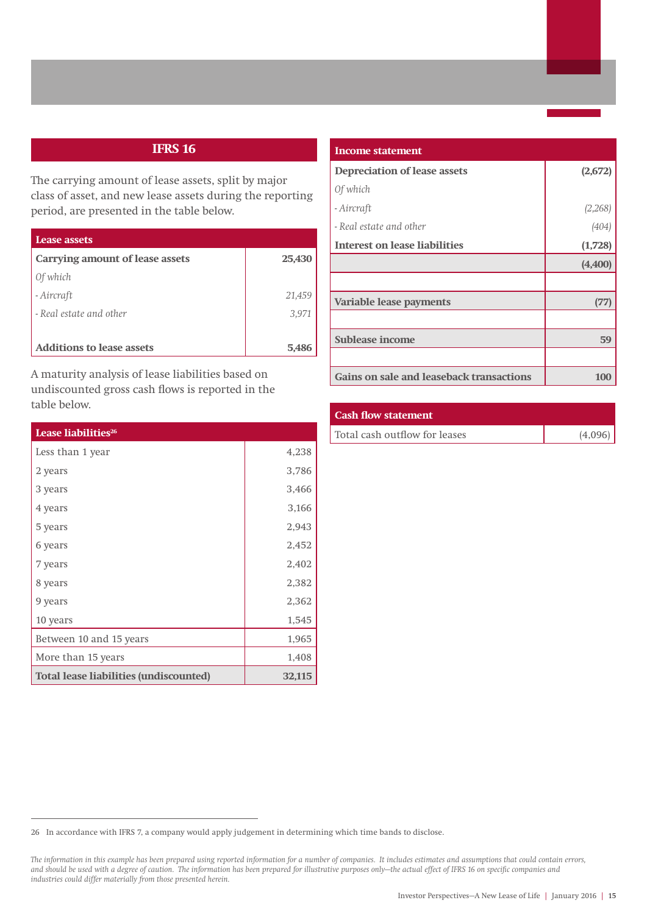## IFRS 16

The carrying amount of lease assets, split by major class of asset, and new lease assets during the reporting period, are presented in the table below.

| Lease assets | |
|---|---|
| **Carrying amount of lease assets** | **25,430** |
| *Of which* | |
| *- Aircraft* | *21,459* |
| *- Real estate and other* | *3,971* |
| **Additions to lease assets** | **5,486** |

A maturity analysis of lease liabilities based on undiscounted gross cash flows is reported in the table below.

| Lease liabilities[26] | |
|---|---|
| Less than 1 year | 4,238 |
| 2 years | 3,786 |
| 3 years | 3,466 |
| 4 years | 3,166 |
| 5 years | 2,943 |
| 6 years | 2,452 |
| 7 years | 2,402 |
| 8 years | 2,382 |
| 9 years | 2,362 |
| 10 years | 1,545 |
| Between 10 and 15 years | 1,965 |
| More than 15 years | 1,408 |
| **Total lease liabilities (undiscounted)** | **32,115** |

| Income statement | |
|---|---|
| **Depreciation of lease assets** | **(2,672)** |
| *Of which* | |
| *- Aircraft* | *(2,268)* |
| *- Real estate and other* | *(404)* |
| **Interest on lease liabilities** | **(1,728)** |
| | **(4,400)** |
| | |
| **Variable lease payments** | **(77)** |
| | |
| **Sublease income** | **59** |
| | |
| **Gains on sale and leaseback transactions** | **100** |

| Cash flow statement | |
|---|---|
| Total cash outflow for leases | (4,096) |

26 In accordance with IFRS 7, a company would apply judgement in determining which time bands to disclose.

*The information in this example has been prepared using reported information for a number of companies. It includes estimates and assumptions that could contain errors, and should be used with a degree of caution. The information has been prepared for illustrative purposes only—the actual effect of IFRS 16 on specific companies and industries could differ materially from those presented herein.*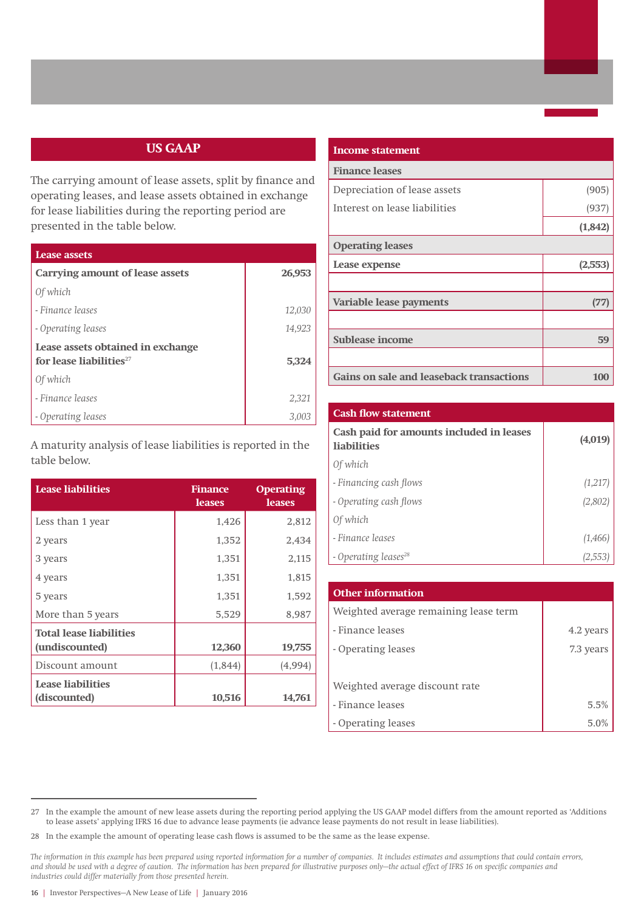## US GAAP

The carrying amount of lease assets, split by finance and operating leases, and lease assets obtained in exchange for lease liabilities during the reporting period are presented in the table below.

| Lease assets | |
|---|---|
| **Carrying amount of lease assets** | **26,953** |
| *Of which* | |
| *- Finance leases* | *12,030* |
| *- Operating leases* | *14,923* |
| **Lease assets obtained in exchange for lease liabilities**[27] | **5,324** |
| *Of which* | |
| *- Finance leases* | *2,321* |
| *- Operating leases* | *3,003* |

A maturity analysis of lease liabilities is reported in the table below.

| Lease liabilities | Finance leases | Operating leases |
|---|---|---|
| Less than 1 year | 1,426 | 2,812 |
| 2 years | 1,352 | 2,434 |
| 3 years | 1,351 | 2,115 |
| 4 years | 1,351 | 1,815 |
| 5 years | 1,351 | 1,592 |
| More than 5 years | 5,529 | 8,987 |
| **Total lease liabilities (undiscounted)** | **12,360** | **19,755** |
| Discount amount | (1,844) | (4,994) |
| **Lease liabilities (discounted)** | **10,516** | **14,761** |

| Income statement | |
|---|---|
| **Finance leases** | |
| Depreciation of lease assets | (905) |
| Interest on lease liabilities | (937) |
| | **(1,842)** |
| **Operating leases** | |
| **Lease expense** | **(2,553)** |
| | |
| **Variable lease payments** | **(77)** |
| | |
| **Sublease income** | **59** |
| | |
| **Gains on sale and leaseback transactions** | **100** |

| Cash flow statement | |
|---|---|
| **Cash paid for amounts included in leases liabilities** | **(4,019)** |
| *Of which* | |
| *- Financing cash flows* | *(1,217)* |
| *- Operating cash flows* | *(2,802)* |
| *Of which* | |
| *- Finance leases* | *(1,466)* |
| *- Operating leases*[28] | *(2,553)* |

| Other information | |
|---|---|
| Weighted average remaining lease term | |
| - Finance leases | 4.2 years |
| - Operating leases | 7.3 years |
| | |
| Weighted average discount rate | |
| - Finance leases | 5.5% |
| - Operating leases | 5.0% |

27 In the example the amount of new lease assets during the reporting period applying the US GAAP model differs from the amount reported as 'Additions to lease assets' applying IFRS 16 due to advance lease payments (ie advance lease payments do not result in lease liabilities).

28 In the example the amount of operating lease cash flows is assumed to be the same as the lease expense.

*The information in this example has been prepared using reported information for a number of companies. It includes estimates and assumptions that could contain errors, and should be used with a degree of caution. The information has been prepared for illustrative purposes only—the actual effect of IFRS 16 on specific companies and industries could differ materially from those presented herein.*